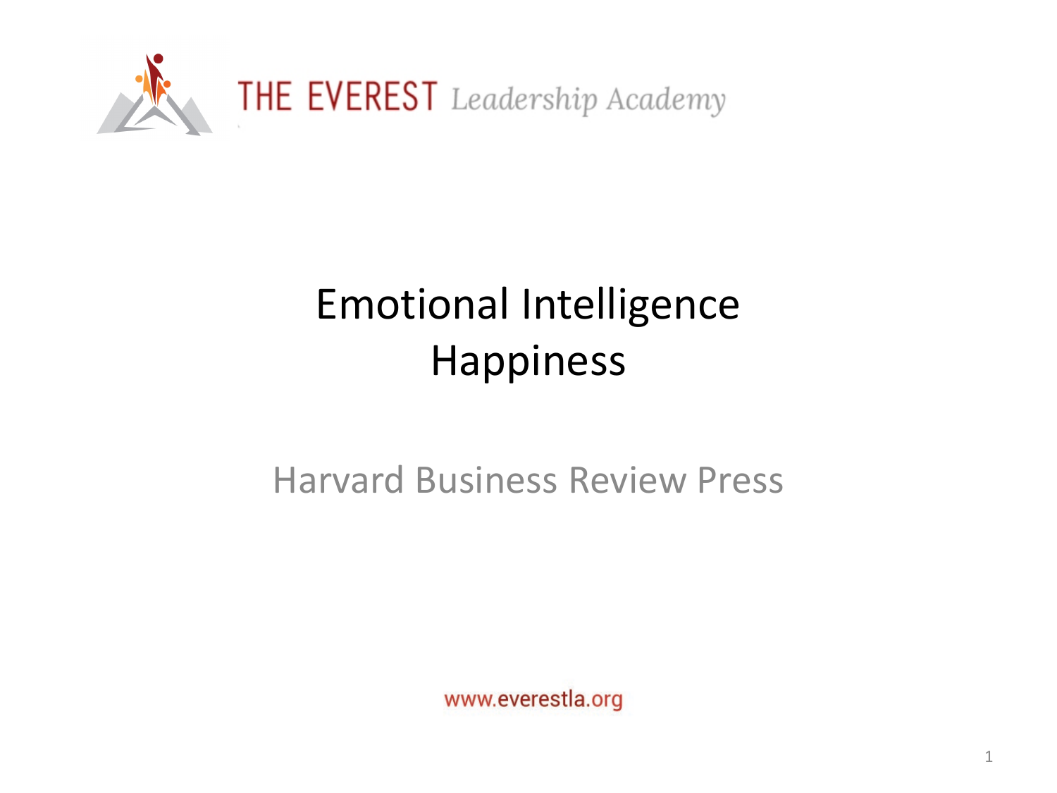THE EVEREST *Leadership Academy*

# Emotional Intelligence
# Happiness

Harvard Business Review Press

www.everestla.org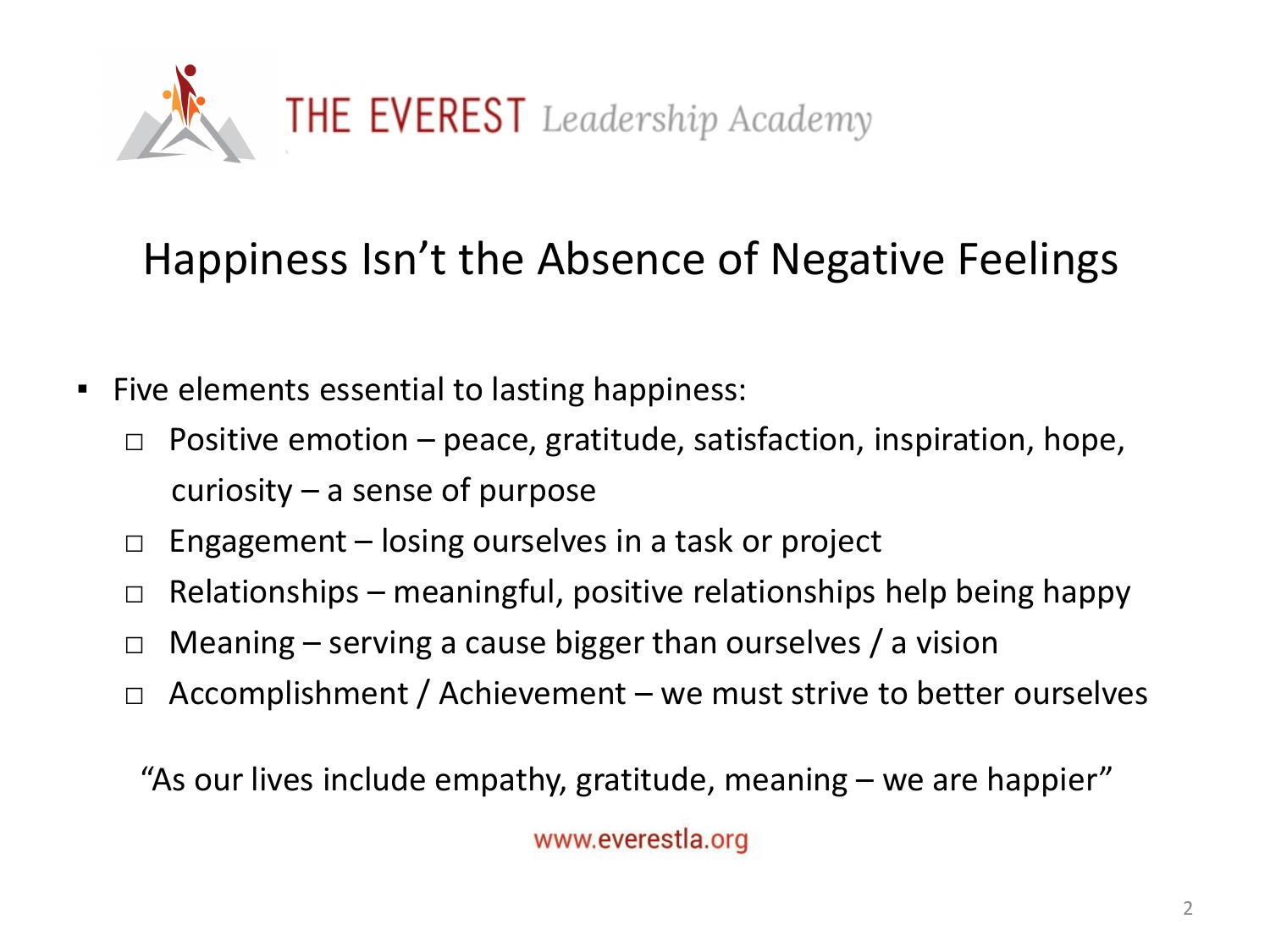THE EVEREST *Leadership Academy*

# Happiness Isn't the Absence of Negative Feelings

- Five elements essential to lasting happiness:
  - Positive emotion – peace, gratitude, satisfaction, inspiration, hope, curiosity – a sense of purpose
  - Engagement – losing ourselves in a task or project
  - Relationships – meaningful, positive relationships help being happy
  - Meaning – serving a cause bigger than ourselves / a vision
  - Accomplishment / Achievement – we must strive to better ourselves

"As our lives include empathy, gratitude, meaning – we are happier"

www.everestla.org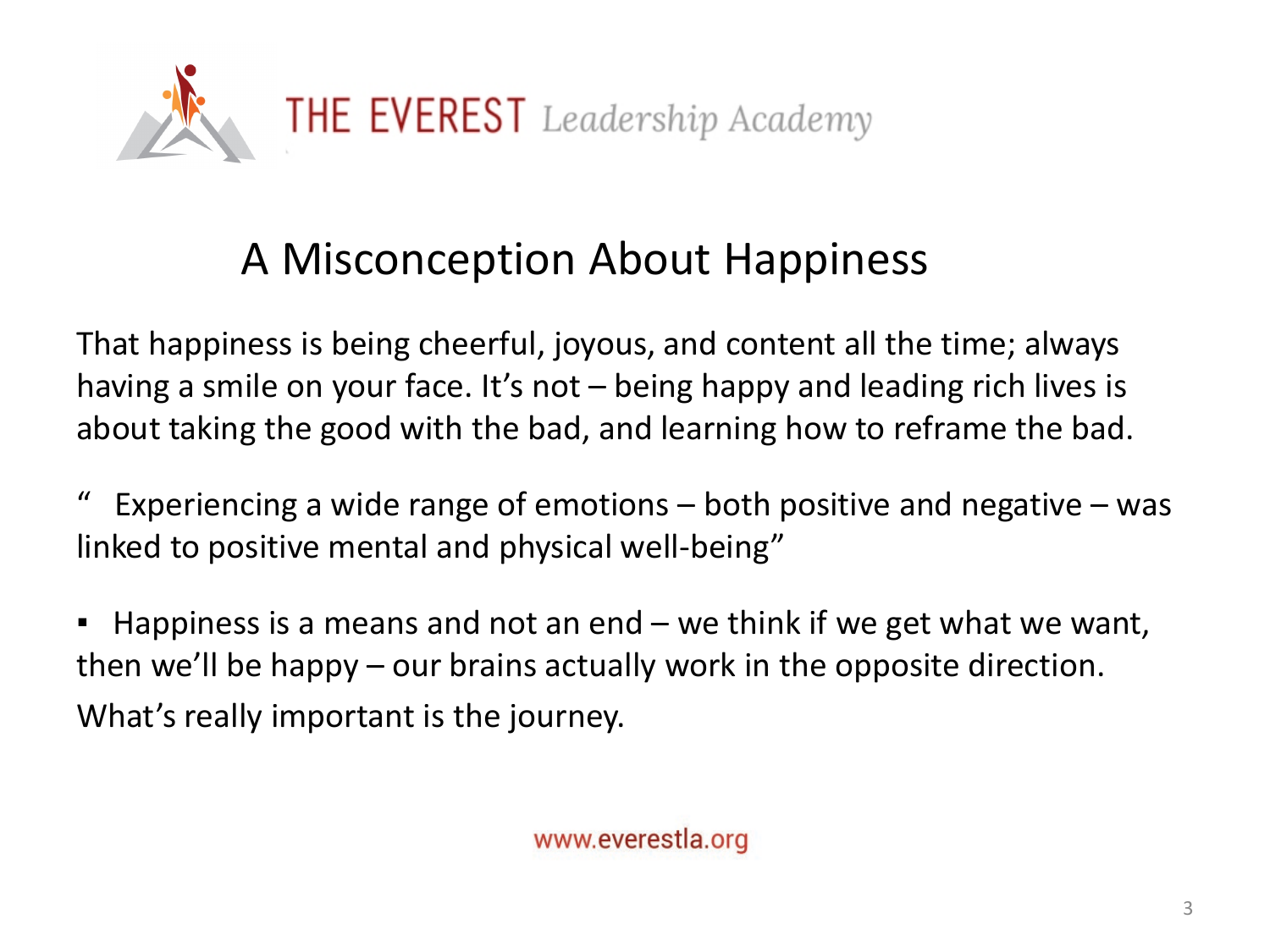THE EVEREST *Leadership Academy*

## A Misconception About Happiness

That happiness is being cheerful, joyous, and content all the time; always having a smile on your face. It's not – being happy and leading rich lives is about taking the good with the bad, and learning how to reframe the bad.

" Experiencing a wide range of emotions – both positive and negative – was linked to positive mental and physical well-being"

- Happiness is a means and not an end – we think if we get what we want, then we'll be happy – our brains actually work in the opposite direction.

What's really important is the journey.

www.everestla.org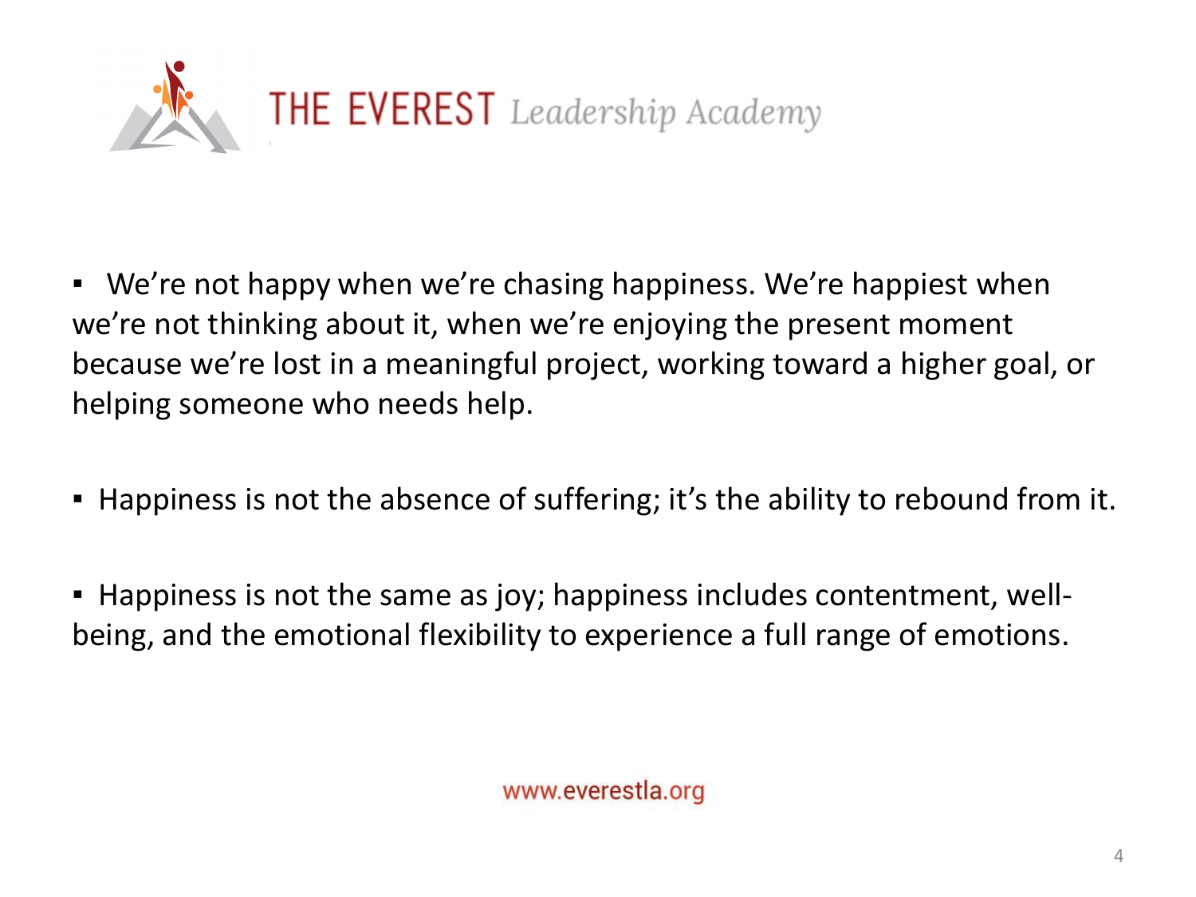THE EVEREST *Leadership Academy*

- We're not happy when we're chasing happiness. We're happiest when we're not thinking about it, when we're enjoying the present moment because we're lost in a meaningful project, working toward a higher goal, or helping someone who needs help.

- Happiness is not the absence of suffering; it's the ability to rebound from it.

- Happiness is not the same as joy; happiness includes contentment, well-being, and the emotional flexibility to experience a full range of emotions.

www.everestla.org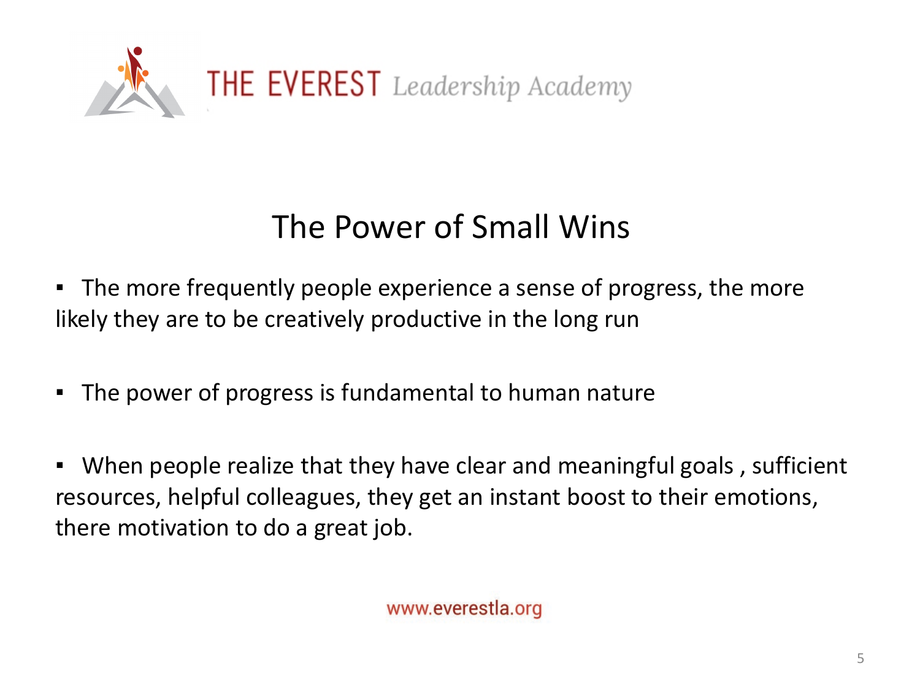# The Power of Small Wins

- The more frequently people experience a sense of progress, the more likely they are to be creatively productive in the long run

- The power of progress is fundamental to human nature

- When people realize that they have clear and meaningful goals , sufficient resources, helpful colleagues, they get an instant boost to their emotions, there motivation to do a great job.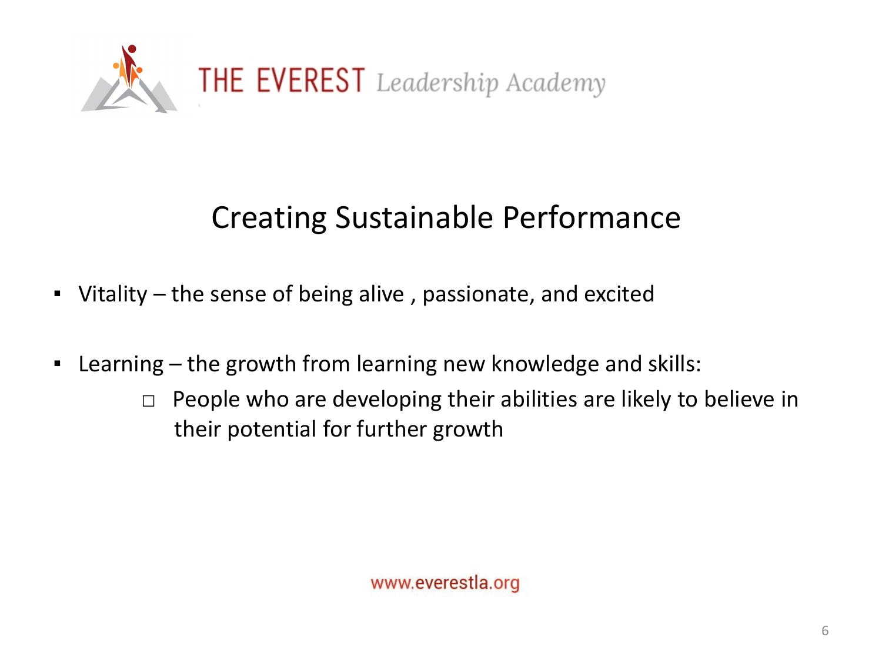THE EVEREST *Leadership Academy*

# Creating Sustainable Performance

- Vitality – the sense of being alive , passionate, and excited
- Learning – the growth from learning new knowledge and skills:
  - People who are developing their abilities are likely to believe in their potential for further growth

www.everestla.org